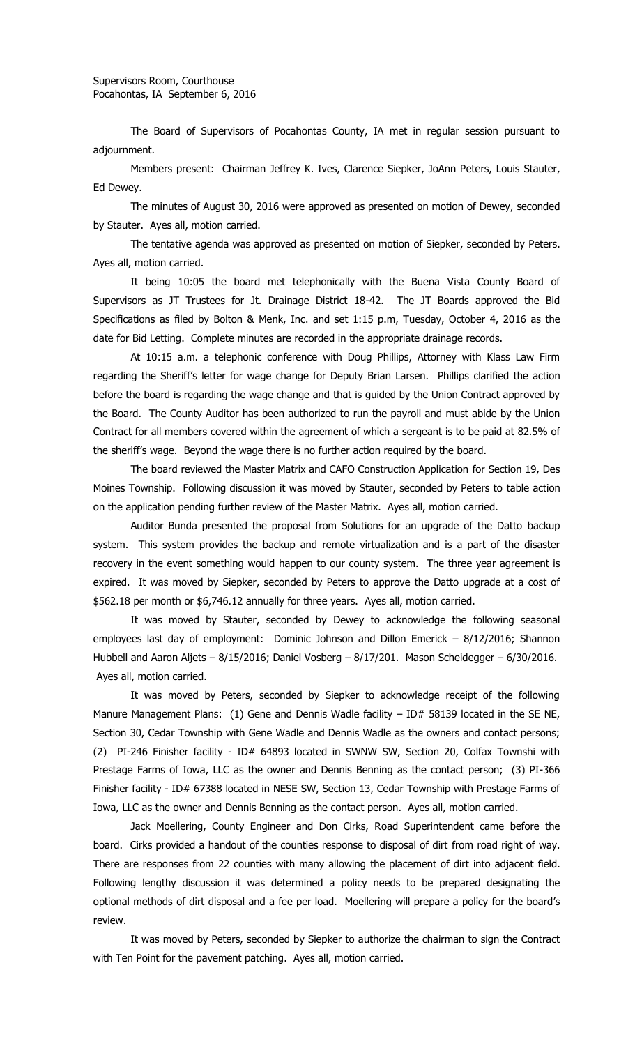Supervisors Room, Courthouse
Pocahontas, IA September 6, 2016

The Board of Supervisors of Pocahontas County, IA met in regular session pursuant to adjournment.

Members present: Chairman Jeffrey K. Ives, Clarence Siepker, JoAnn Peters, Louis Stauter, Ed Dewey.

The minutes of August 30, 2016 were approved as presented on motion of Dewey, seconded by Stauter. Ayes all, motion carried.

The tentative agenda was approved as presented on motion of Siepker, seconded by Peters. Ayes all, motion carried.

It being 10:05 the board met telephonically with the Buena Vista County Board of Supervisors as JT Trustees for Jt. Drainage District 18-42. The JT Boards approved the Bid Specifications as filed by Bolton & Menk, Inc. and set 1:15 p.m, Tuesday, October 4, 2016 as the date for Bid Letting. Complete minutes are recorded in the appropriate drainage records.

At 10:15 a.m. a telephonic conference with Doug Phillips, Attorney with Klass Law Firm regarding the Sheriff's letter for wage change for Deputy Brian Larsen. Phillips clarified the action before the board is regarding the wage change and that is guided by the Union Contract approved by the Board. The County Auditor has been authorized to run the payroll and must abide by the Union Contract for all members covered within the agreement of which a sergeant is to be paid at 82.5% of the sheriff's wage. Beyond the wage there is no further action required by the board.

The board reviewed the Master Matrix and CAFO Construction Application for Section 19, Des Moines Township. Following discussion it was moved by Stauter, seconded by Peters to table action on the application pending further review of the Master Matrix. Ayes all, motion carried.

Auditor Bunda presented the proposal from Solutions for an upgrade of the Datto backup system. This system provides the backup and remote virtualization and is a part of the disaster recovery in the event something would happen to our county system. The three year agreement is expired. It was moved by Siepker, seconded by Peters to approve the Datto upgrade at a cost of $562.18 per month or $6,746.12 annually for three years. Ayes all, motion carried.

It was moved by Stauter, seconded by Dewey to acknowledge the following seasonal employees last day of employment: Dominic Johnson and Dillon Emerick – 8/12/2016; Shannon Hubbell and Aaron Aljets – 8/15/2016; Daniel Vosberg – 8/17/201. Mason Scheidegger – 6/30/2016. Ayes all, motion carried.

It was moved by Peters, seconded by Siepker to acknowledge receipt of the following Manure Management Plans: (1) Gene and Dennis Wadle facility – ID# 58139 located in the SE NE, Section 30, Cedar Township with Gene Wadle and Dennis Wadle as the owners and contact persons; (2) PI-246 Finisher facility - ID# 64893 located in SWNW SW, Section 20, Colfax Townshi with Prestage Farms of Iowa, LLC as the owner and Dennis Benning as the contact person; (3) PI-366 Finisher facility - ID# 67388 located in NESE SW, Section 13, Cedar Township with Prestage Farms of Iowa, LLC as the owner and Dennis Benning as the contact person. Ayes all, motion carried.

Jack Moellering, County Engineer and Don Cirks, Road Superintendent came before the board. Cirks provided a handout of the counties response to disposal of dirt from road right of way. There are responses from 22 counties with many allowing the placement of dirt into adjacent field. Following lengthy discussion it was determined a policy needs to be prepared designating the optional methods of dirt disposal and a fee per load. Moellering will prepare a policy for the board's review.

It was moved by Peters, seconded by Siepker to authorize the chairman to sign the Contract with Ten Point for the pavement patching. Ayes all, motion carried.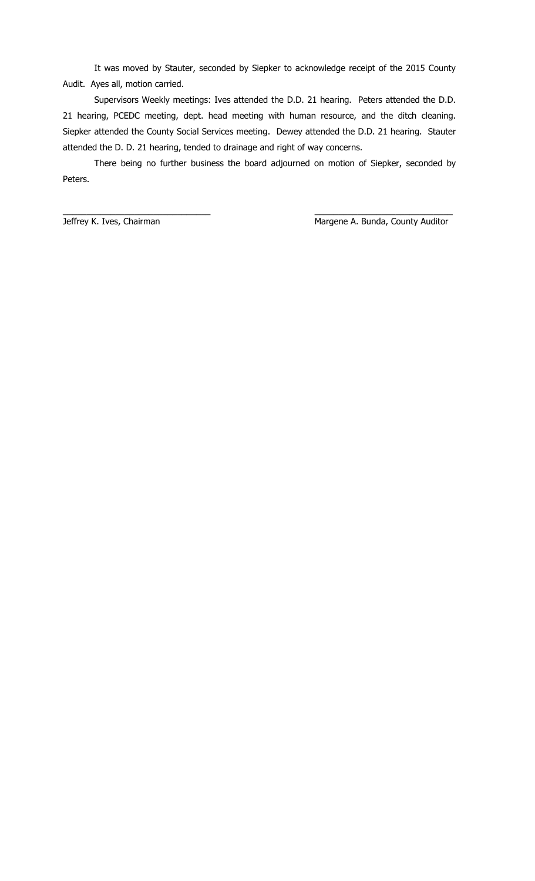It was moved by Stauter, seconded by Siepker to acknowledge receipt of the 2015 County Audit. Ayes all, motion carried.

Supervisors Weekly meetings: Ives attended the D.D. 21 hearing. Peters attended the D.D. 21 hearing, PCEDC meeting, dept. head meeting with human resource, and the ditch cleaning. Siepker attended the County Social Services meeting. Dewey attended the D.D. 21 hearing. Stauter attended the D. D. 21 hearing, tended to drainage and right of way concerns.

There being no further business the board adjourned on motion of Siepker, seconded by Peters.

\_\_\_\_\_\_\_\_\_\_\_\_\_\_\_\_\_\_\_\_\_\_\_\_\_\_\_\_\_\_\_\_ \_\_\_\_\_\_\_\_\_\_\_\_\_\_\_\_\_\_\_\_\_\_\_\_\_\_\_\_\_\_\_\_

Jeffrey K. Ives, Chairman Margene A. Bunda, County Auditor